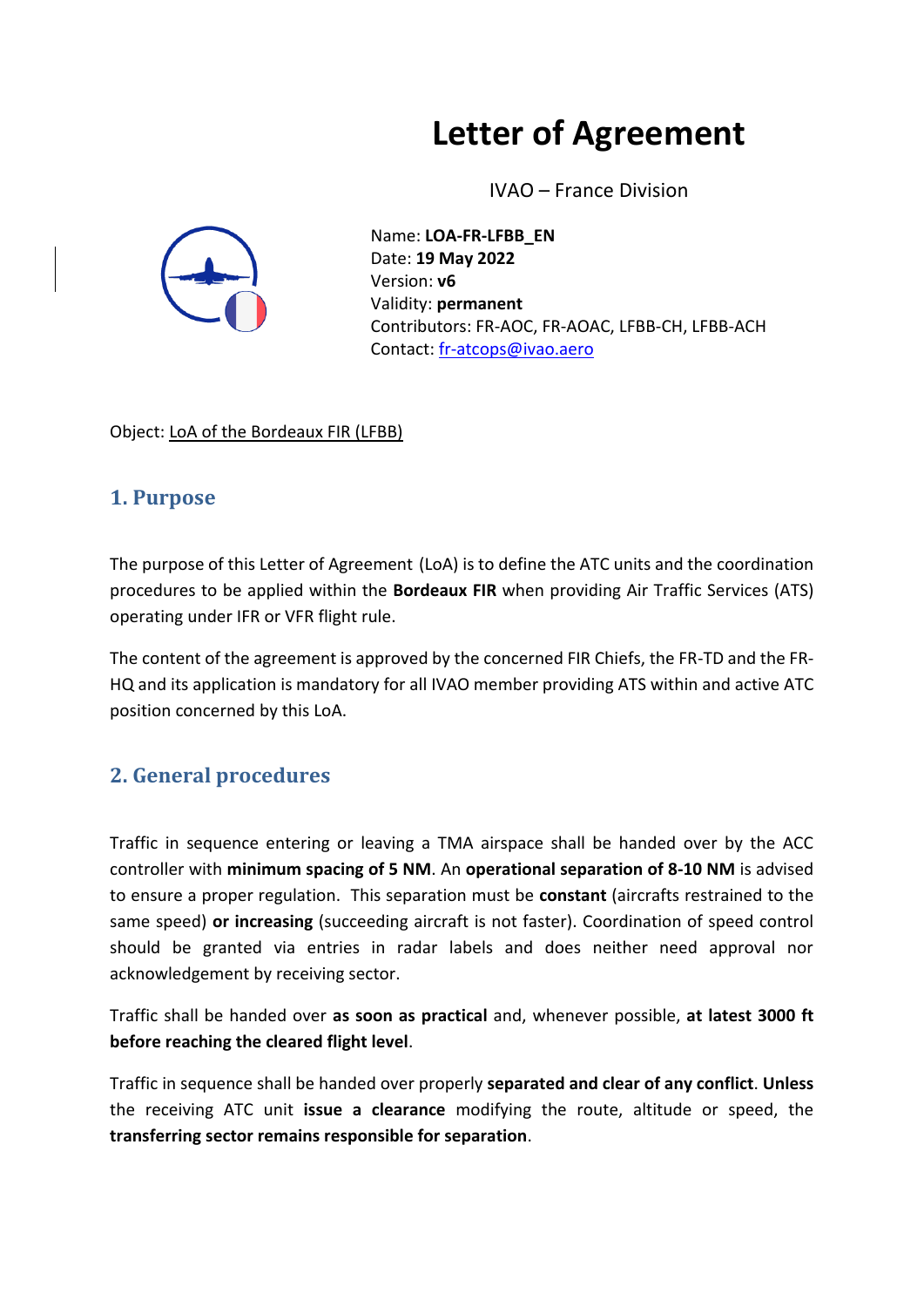# Letter of Agreement

IVAO – France Division

Name: **LOA-FR-LFBB_EN**
Date: **19 May 2022**
Version: **v6**
Validity: **permanent**
Contributors: FR-AOC, FR-AOAC, LFBB-CH, LFBB-ACH
Contact: fr-atcops@ivao.aero

Object: LoA of the Bordeaux FIR (LFBB)

## 1. Purpose

The purpose of this Letter of Agreement (LoA) is to define the ATC units and the coordination procedures to be applied within the **Bordeaux FIR** when providing Air Traffic Services (ATS) operating under IFR or VFR flight rule.

The content of the agreement is approved by the concerned FIR Chiefs, the FR-TD and the FR-HQ and its application is mandatory for all IVAO member providing ATS within and active ATC position concerned by this LoA.

## 2. General procedures

Traffic in sequence entering or leaving a TMA airspace shall be handed over by the ACC controller with **minimum spacing of 5 NM**. An **operational separation of 8-10 NM** is advised to ensure a proper regulation. This separation must be **constant** (aircrafts restrained to the same speed) **or increasing** (succeeding aircraft is not faster). Coordination of speed control should be granted via entries in radar labels and does neither need approval nor acknowledgement by receiving sector.

Traffic shall be handed over **as soon as practical** and, whenever possible, **at latest 3000 ft before reaching the cleared flight level**.

Traffic in sequence shall be handed over properly **separated and clear of any conflict**. **Unless** the receiving ATC unit **issue a clearance** modifying the route, altitude or speed, the **transferring sector remains responsible for separation**.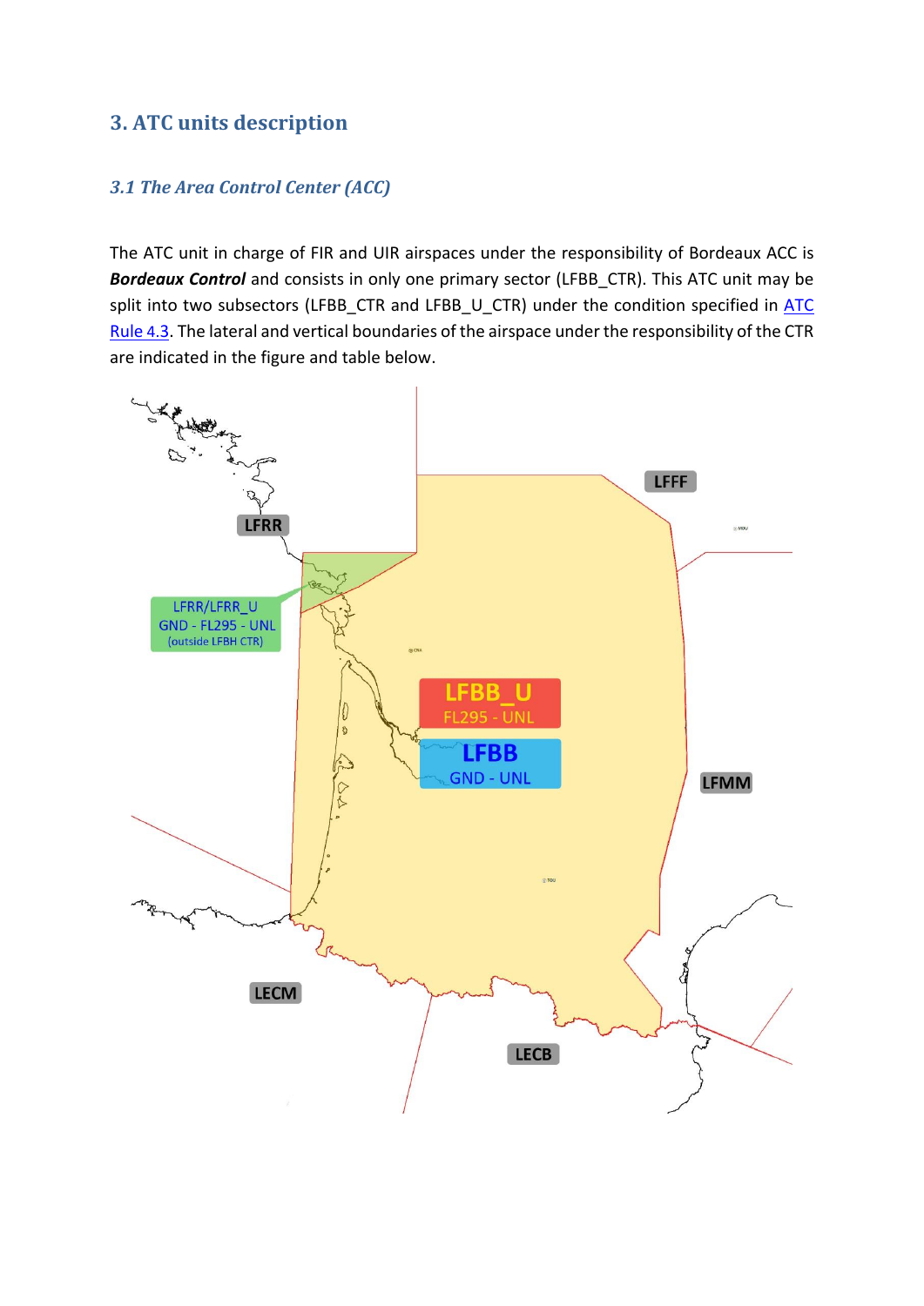## 3. ATC units description

### *3.1 The Area Control Center (ACC)*

The ATC unit in charge of FIR and UIR airspaces under the responsibility of Bordeaux ACC is ***Bordeaux Control*** and consists in only one primary sector (LFBB_CTR). This ATC unit may be split into two subsectors (LFBB_CTR and LFBB_U_CTR) under the condition specified in ATC Rule 4.3. The lateral and vertical boundaries of the airspace under the responsibility of the CTR are indicated in the figure and table below.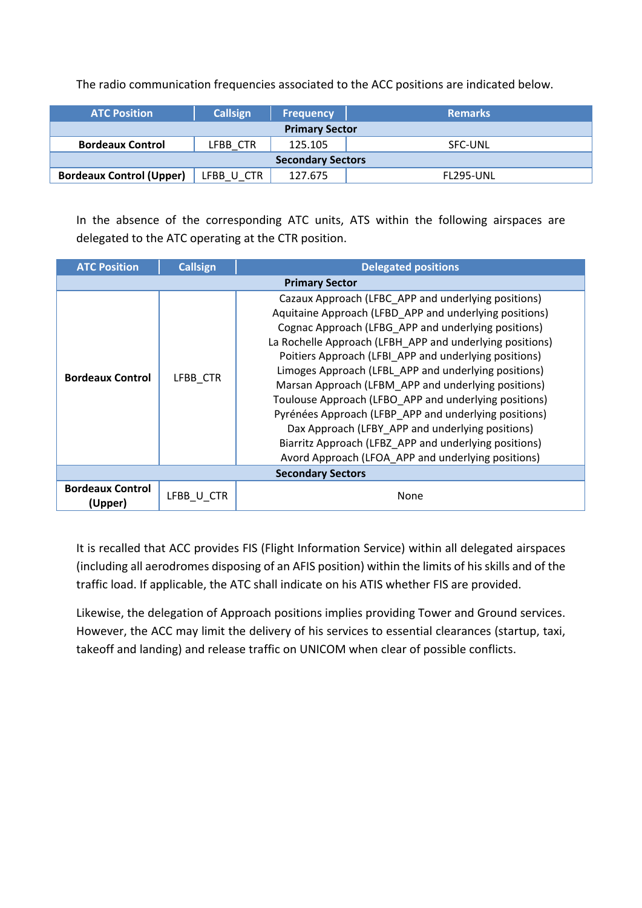The radio communication frequencies associated to the ACC positions are indicated below.

| ATC Position | Callsign | Frequency | Remarks |
|---|---|---|---|
| **Primary Sector** | | | |
| **Bordeaux Control** | LFBB_CTR | 125.105 | SFC-UNL |
| **Secondary Sectors** | | | |
| **Bordeaux Control (Upper)** | LFBB_U_CTR | 127.675 | FL295-UNL |

In the absence of the corresponding ATC units, ATS within the following airspaces are delegated to the ATC operating at the CTR position.

| ATC Position | Callsign | Delegated positions |
|---|---|---|
| **Primary Sector** | | |
| **Bordeaux Control** | LFBB_CTR | Cazaux Approach (LFBC_APP and underlying positions)<br>Aquitaine Approach (LFBD_APP and underlying positions)<br>Cognac Approach (LFBG_APP and underlying positions)<br>La Rochelle Approach (LFBH_APP and underlying positions)<br>Poitiers Approach (LFBI_APP and underlying positions)<br>Limoges Approach (LFBL_APP and underlying positions)<br>Marsan Approach (LFBM_APP and underlying positions)<br>Toulouse Approach (LFBO_APP and underlying positions)<br>Pyrénées Approach (LFBP_APP and underlying positions)<br>Dax Approach (LFBY_APP and underlying positions)<br>Biarritz Approach (LFBZ_APP and underlying positions)<br>Avord Approach (LFOA_APP and underlying positions) |
| **Secondary Sectors** | | |
| **Bordeaux Control (Upper)** | LFBB_U_CTR | None |

It is recalled that ACC provides FIS (Flight Information Service) within all delegated airspaces (including all aerodromes disposing of an AFIS position) within the limits of his skills and of the traffic load. If applicable, the ATC shall indicate on his ATIS whether FIS are provided.

Likewise, the delegation of Approach positions implies providing Tower and Ground services. However, the ACC may limit the delivery of his services to essential clearances (startup, taxi, takeoff and landing) and release traffic on UNICOM when clear of possible conflicts.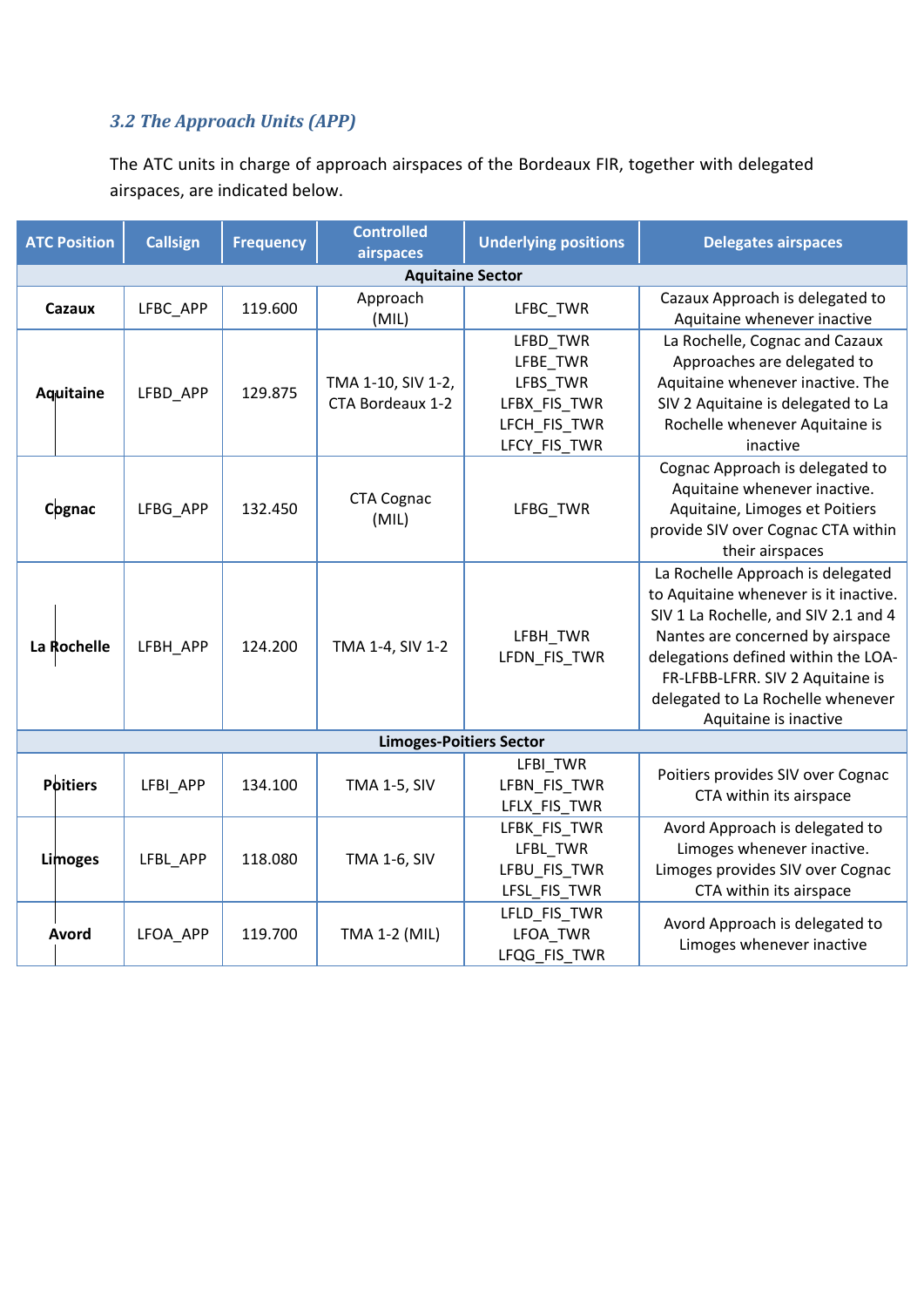### 3.2 The Approach Units (APP)

The ATC units in charge of approach airspaces of the Bordeaux FIR, together with delegated airspaces, are indicated below.

| ATC Position | Callsign | Frequency | Controlled airspaces | Underlying positions | Delegates airspaces |
|---|---|---|---|---|---|
| **Aquitaine Sector** | | | | | |
| **Cazaux** | LFBC_APP | 119.600 | Approach (MIL) | LFBC_TWR | Cazaux Approach is delegated to Aquitaine whenever inactive |
| **Aquitaine** | LFBD_APP | 129.875 | TMA 1-10, SIV 1-2, CTA Bordeaux 1-2 | LFBD_TWR<br>LFBE_TWR<br>LFBS_TWR<br>LFBX_FIS_TWR<br>LFCH_FIS_TWR<br>LFCY_FIS_TWR | La Rochelle, Cognac and Cazaux Approaches are delegated to Aquitaine whenever inactive. The SIV 2 Aquitaine is delegated to La Rochelle whenever Aquitaine is inactive |
| **Cognac** | LFBG_APP | 132.450 | CTA Cognac (MIL) | LFBG_TWR | Cognac Approach is delegated to Aquitaine whenever inactive. Aquitaine, Limoges et Poitiers provide SIV over Cognac CTA within their airspaces |
| **La Rochelle** | LFBH_APP | 124.200 | TMA 1-4, SIV 1-2 | LFBH_TWR<br>LFDN_FIS_TWR | La Rochelle Approach is delegated to Aquitaine whenever is it inactive. SIV 1 La Rochelle, and SIV 2.1 and 4 Nantes are concerned by airspace delegations defined within the LOA-FR-LFBB-LFRR. SIV 2 Aquitaine is delegated to La Rochelle whenever Aquitaine is inactive |
| **Limoges-Poitiers Sector** | | | | | |
| **Poitiers** | LFBI_APP | 134.100 | TMA 1-5, SIV | LFBI_TWR<br>LFBN_FIS_TWR<br>LFLX_FIS_TWR | Poitiers provides SIV over Cognac CTA within its airspace |
| **Limoges** | LFBL_APP | 118.080 | TMA 1-6, SIV | LFBK_FIS_TWR<br>LFBL_TWR<br>LFBU_FIS_TWR<br>LFSL_FIS_TWR | Avord Approach is delegated to Limoges whenever inactive. Limoges provides SIV over Cognac CTA within its airspace |
| **Avord** | LFOA_APP | 119.700 | TMA 1-2 (MIL) | LFLD_FIS_TWR<br>LFOA_TWR<br>LFQG_FIS_TWR | Avord Approach is delegated to Limoges whenever inactive |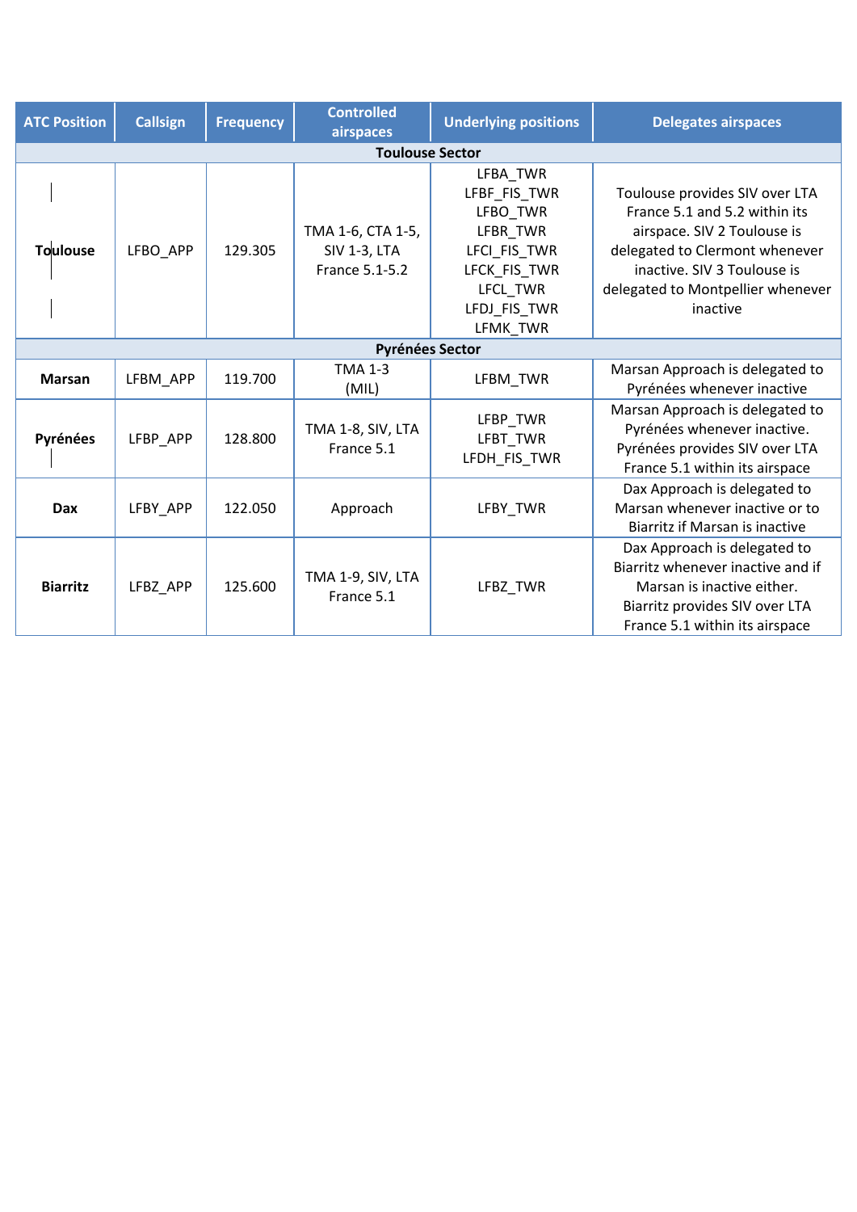| ATC Position | Callsign | Frequency | Controlled airspaces | Underlying positions | Delegates airspaces |
|---|---|---|---|---|---|
| **Toulouse Sector** | | | | | |
| **Toulouse** | LFBO_APP | 129.305 | TMA 1-6, CTA 1-5, SIV 1-3, LTA France 5.1-5.2 | LFBA_TWR LFBF_FIS_TWR LFBO_TWR LFBR_TWR LFCI_FIS_TWR LFCK_FIS_TWR LFCL_TWR LFDJ_FIS_TWR LFMK_TWR | Toulouse provides SIV over LTA France 5.1 and 5.2 within its airspace. SIV 2 Toulouse is delegated to Clermont whenever inactive. SIV 3 Toulouse is delegated to Montpellier whenever inactive |
| **Pyrénées Sector** | | | | | |
| **Marsan** | LFBM_APP | 119.700 | TMA 1-3 (MIL) | LFBM_TWR | Marsan Approach is delegated to Pyrénées whenever inactive |
| **Pyrénées** | LFBP_APP | 128.800 | TMA 1-8, SIV, LTA France 5.1 | LFBP_TWR LFBT_TWR LFDH_FIS_TWR | Marsan Approach is delegated to Pyrénées whenever inactive. Pyrénées provides SIV over LTA France 5.1 within its airspace |
| **Dax** | LFBY_APP | 122.050 | Approach | LFBY_TWR | Dax Approach is delegated to Marsan whenever inactive or to Biarritz if Marsan is inactive |
| **Biarritz** | LFBZ_APP | 125.600 | TMA 1-9, SIV, LTA France 5.1 | LFBZ_TWR | Dax Approach is delegated to Biarritz whenever inactive and if Marsan is inactive either. Biarritz provides SIV over LTA France 5.1 within its airspace |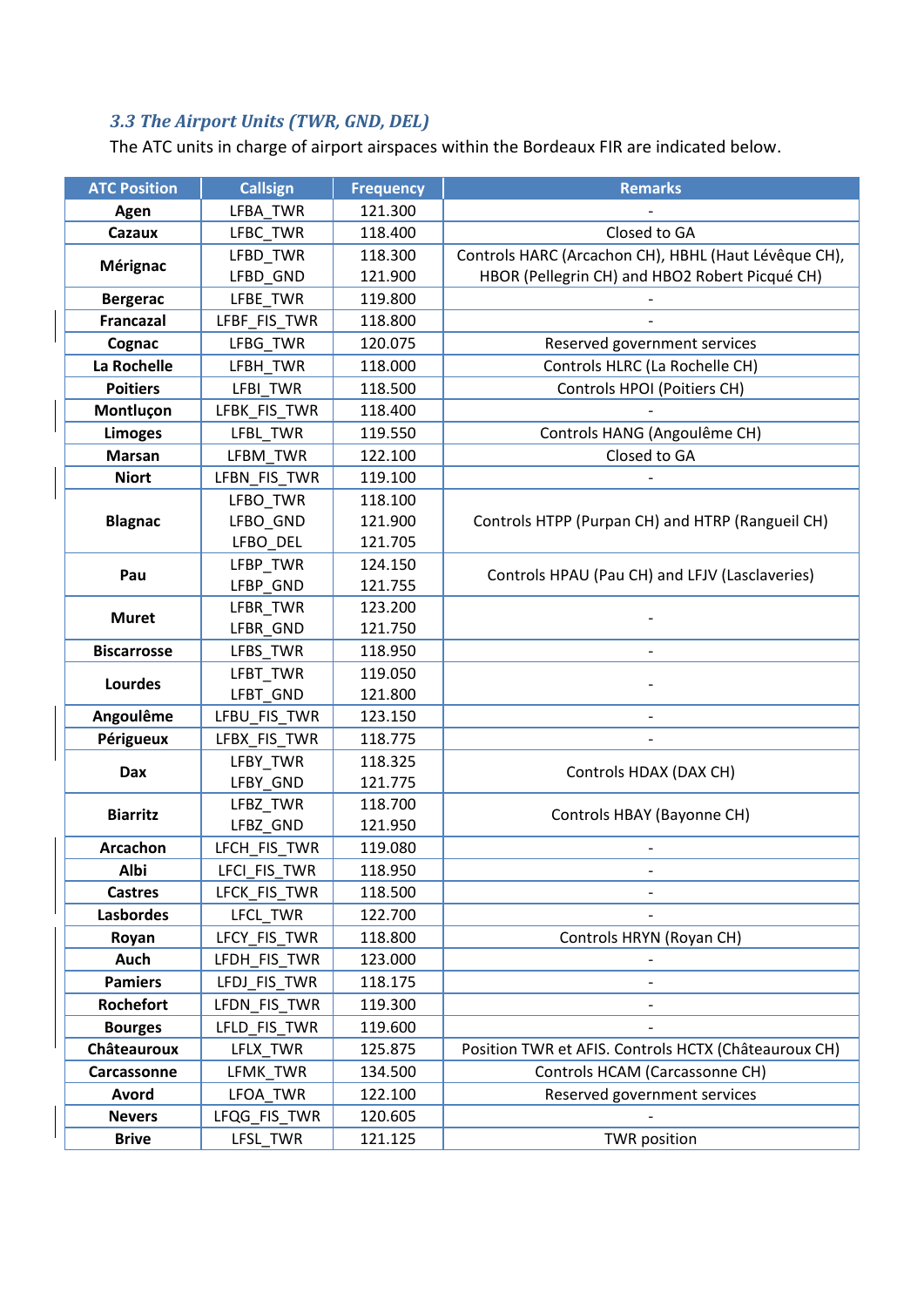### *3.3 The Airport Units (TWR, GND, DEL)*

The ATC units in charge of airport airspaces within the Bordeaux FIR are indicated below.

| ATC Position | Callsign | Frequency | Remarks |
|---|---|---|---|
| **Agen** | LFBA_TWR | 121.300 | - |
| **Cazaux** | LFBC_TWR | 118.400 | Closed to GA |
| **Mérignac** | LFBD_TWR<br>LFBD_GND | 118.300<br>121.900 | Controls HARC (Arcachon CH), HBHL (Haut Lévêque CH), HBOR (Pellegrin CH) and HBO2 Robert Picqué CH) |
| **Bergerac** | LFBE_TWR | 119.800 | - |
| **Francazal** | LFBF_FIS_TWR | 118.800 | - |
| **Cognac** | LFBG_TWR | 120.075 | Reserved government services |
| **La Rochelle** | LFBH_TWR | 118.000 | Controls HLRC (La Rochelle CH) |
| **Poitiers** | LFBI_TWR | 118.500 | Controls HPOI (Poitiers CH) |
| **Montluçon** | LFBK_FIS_TWR | 118.400 | - |
| **Limoges** | LFBL_TWR | 119.550 | Controls HANG (Angoulême CH) |
| **Marsan** | LFBM_TWR | 122.100 | Closed to GA |
| **Niort** | LFBN_FIS_TWR | 119.100 | - |
| **Blagnac** | LFBO_TWR<br>LFBO_GND<br>LFBO_DEL | 118.100<br>121.900<br>121.705 | Controls HTPP (Purpan CH) and HTRP (Rangueil CH) |
| **Pau** | LFBP_TWR<br>LFBP_GND | 124.150<br>121.755 | Controls HPAU (Pau CH) and LFJV (Lasclaveries) |
| **Muret** | LFBR_TWR<br>LFBR_GND | 123.200<br>121.750 | - |
| **Biscarrosse** | LFBS_TWR | 118.950 | - |
| **Lourdes** | LFBT_TWR<br>LFBT_GND | 119.050<br>121.800 | - |
| **Angoulême** | LFBU_FIS_TWR | 123.150 | - |
| **Périgueux** | LFBX_FIS_TWR | 118.775 | - |
| **Dax** | LFBY_TWR<br>LFBY_GND | 118.325<br>121.775 | Controls HDAX (DAX CH) |
| **Biarritz** | LFBZ_TWR<br>LFBZ_GND | 118.700<br>121.950 | Controls HBAY (Bayonne CH) |
| **Arcachon** | LFCH_FIS_TWR | 119.080 | - |
| **Albi** | LFCI_FIS_TWR | 118.950 | - |
| **Castres** | LFCK_FIS_TWR | 118.500 | - |
| **Lasbordes** | LFCL_TWR | 122.700 | - |
| **Royan** | LFCY_FIS_TWR | 118.800 | Controls HRYN (Royan CH) |
| **Auch** | LFDH_FIS_TWR | 123.000 | - |
| **Pamiers** | LFDJ_FIS_TWR | 118.175 | - |
| **Rochefort** | LFDN_FIS_TWR | 119.300 | - |
| **Bourges** | LFLD_FIS_TWR | 119.600 | - |
| **Châteauroux** | LFLX_TWR | 125.875 | Position TWR et AFIS. Controls HCTX (Châteauroux CH) |
| **Carcassonne** | LFMK_TWR | 134.500 | Controls HCAM (Carcassonne CH) |
| **Avord** | LFOA_TWR | 122.100 | Reserved government services |
| **Nevers** | LFQG_FIS_TWR | 120.605 | - |
| **Brive** | LFSL_TWR | 121.125 | TWR position |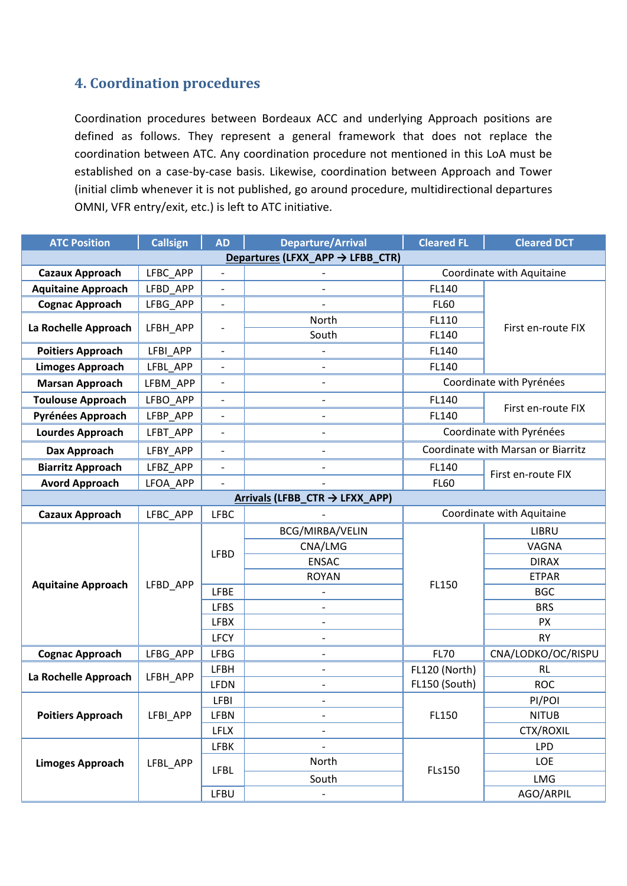## 4. Coordination procedures

Coordination procedures between Bordeaux ACC and underlying Approach positions are defined as follows. They represent a general framework that does not replace the coordination between ATC. Any coordination procedure not mentioned in this LoA must be established on a case-by-case basis. Likewise, coordination between Approach and Tower (initial climb whenever it is not published, go around procedure, multidirectional departures OMNI, VFR entry/exit, etc.) is left to ATC initiative.

| ATC Position | Callsign | AD | Departure/Arrival | Cleared FL | Cleared DCT |
|---|---|---|---|---|---|
| **Departures (LFXX_APP → LFBB_CTR)** | | | | | |
| **Cazaux Approach** | LFBC_APP | - | - | Coordinate with Aquitaine | |
| **Aquitaine Approach** | LFBD_APP | - | - | FL140 | First en-route FIX |
| **Cognac Approach** | LFBG_APP | - | - | FL60 | First en-route FIX |
| **La Rochelle Approach** | LFBH_APP | - | North | FL110 | First en-route FIX |
| | | | South | FL140 | First en-route FIX |
| **Poitiers Approach** | LFBI_APP | - | - | FL140 | First en-route FIX |
| **Limoges Approach** | LFBL_APP | - | - | FL140 | First en-route FIX |
| **Marsan Approach** | LFBM_APP | - | - | Coordinate with Pyrénées | |
| **Toulouse Approach** | LFBO_APP | - | - | FL140 | First en-route FIX |
| **Pyrénées Approach** | LFBP_APP | - | - | FL140 | First en-route FIX |
| **Lourdes Approach** | LFBT_APP | - | - | Coordinate with Pyrénées | |
| **Dax Approach** | LFBY_APP | - | - | Coordinate with Marsan or Biarritz | |
| **Biarritz Approach** | LFBZ_APP | - | - | FL140 | First en-route FIX |
| **Avord Approach** | LFOA_APP | - | - | FL60 | First en-route FIX |
| **Arrivals (LFBB_CTR → LFXX_APP)** | | | | | |
| **Cazaux Approach** | LFBC_APP | LFBC | - | Coordinate with Aquitaine | |
| **Aquitaine Approach** | LFBD_APP | LFBD | BCG/MIRBA/VELIN | FL150 | LIBRU |
| | | | CNA/LMG | FL150 | VAGNA |
| | | | ENSAC | FL150 | DIRAX |
| | | | ROYAN | FL150 | ETPAR |
| | | LFBE | - | FL150 | BGC |
| | | LFBS | - | FL150 | BRS |
| | | LFBX | - | FL150 | PX |
| | | LFCY | - | FL150 | RY |
| **Cognac Approach** | LFBG_APP | LFBG | - | FL70 | CNA/LODKO/OC/RISPU |
| **La Rochelle Approach** | LFBH_APP | LFBH | - | FL120 (North) | RL |
| | | LFDN | - | FL150 (South) | ROC |
| **Poitiers Approach** | LFBI_APP | LFBI | - | FL150 | PI/POI |
| | | LFBN | - | FL150 | NITUB |
| | | LFLX | - | FL150 | CTX/ROXIL |
| **Limoges Approach** | LFBL_APP | LFBK | - | FLs150 | LPD |
| | | LFBL | North | FLs150 | LOE |
| | | | South | FLs150 | LMG |
| | | LFBU | - | FLs150 | AGO/ARPIL |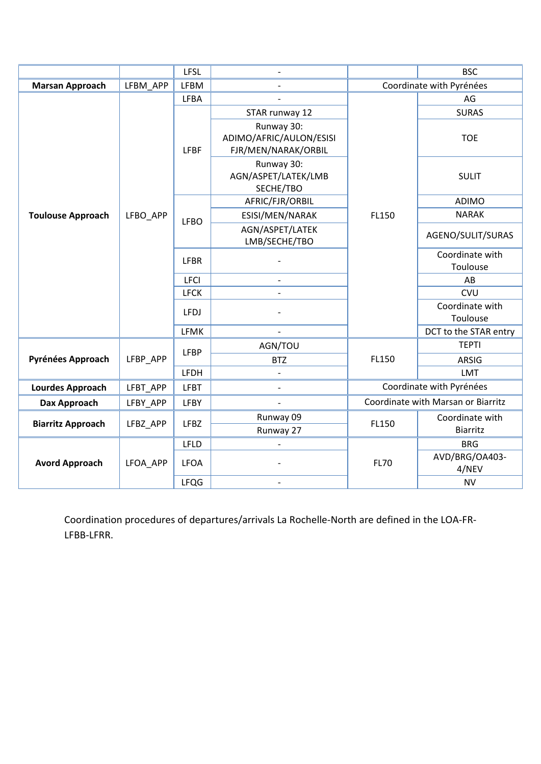| | | | | | |
|---|---|---|---|---|---|
| | | LFSL | - | | BSC |
| **Marsan Approach** | LFBM_APP | LFBM | - | Coordinate with Pyrénées | |
| **Toulouse Approach** | LFBO_APP | LFBA | - | FL150 | AG |
| | | LFBF | STAR runway 12 | | SURAS |
| | | | Runway 30: ADIMO/AFRIC/AULON/ESISI FJR/MEN/NARAK/ORBIL | | TOE |
| | | | Runway 30: AGN/ASPET/LATEK/LMB SECHE/TBO | | SULIT |
| | | LFBO | AFRIC/FJR/ORBIL | | ADIMO |
| | | | ESISI/MEN/NARAK | | NARAK |
| | | | AGN/ASPET/LATEK LMB/SECHE/TBO | | AGENO/SULIT/SURAS |
| | | LFBR | - | | Coordinate with Toulouse |
| | | LFCI | - | | AB |
| | | LFCK | - | | CVU |
| | | LFDJ | - | | Coordinate with Toulouse |
| | | LFMK | - | | DCT to the STAR entry |
| **Pyrénées Approach** | LFBP_APP | LFBP | AGN/TOU | FL150 | TEPTI |
| | | | BTZ | | ARSIG |
| | | LFDH | - | | LMT |
| **Lourdes Approach** | LFBT_APP | LFBT | - | Coordinate with Pyrénées | |
| **Dax Approach** | LFBY_APP | LFBY | - | Coordinate with Marsan or Biarritz | |
| **Biarritz Approach** | LFBZ_APP | LFBZ | Runway 09 | FL150 | Coordinate with Biarritz |
| | | | Runway 27 | | |
| **Avord Approach** | LFOA_APP | LFLD | - | FL70 | BRG |
| | | LFOA | - | | AVD/BRG/OA403-4/NEV |
| | | LFQG | - | | NV |

Coordination procedures of departures/arrivals La Rochelle-North are defined in the LOA-FR-LFBB-LFRR.